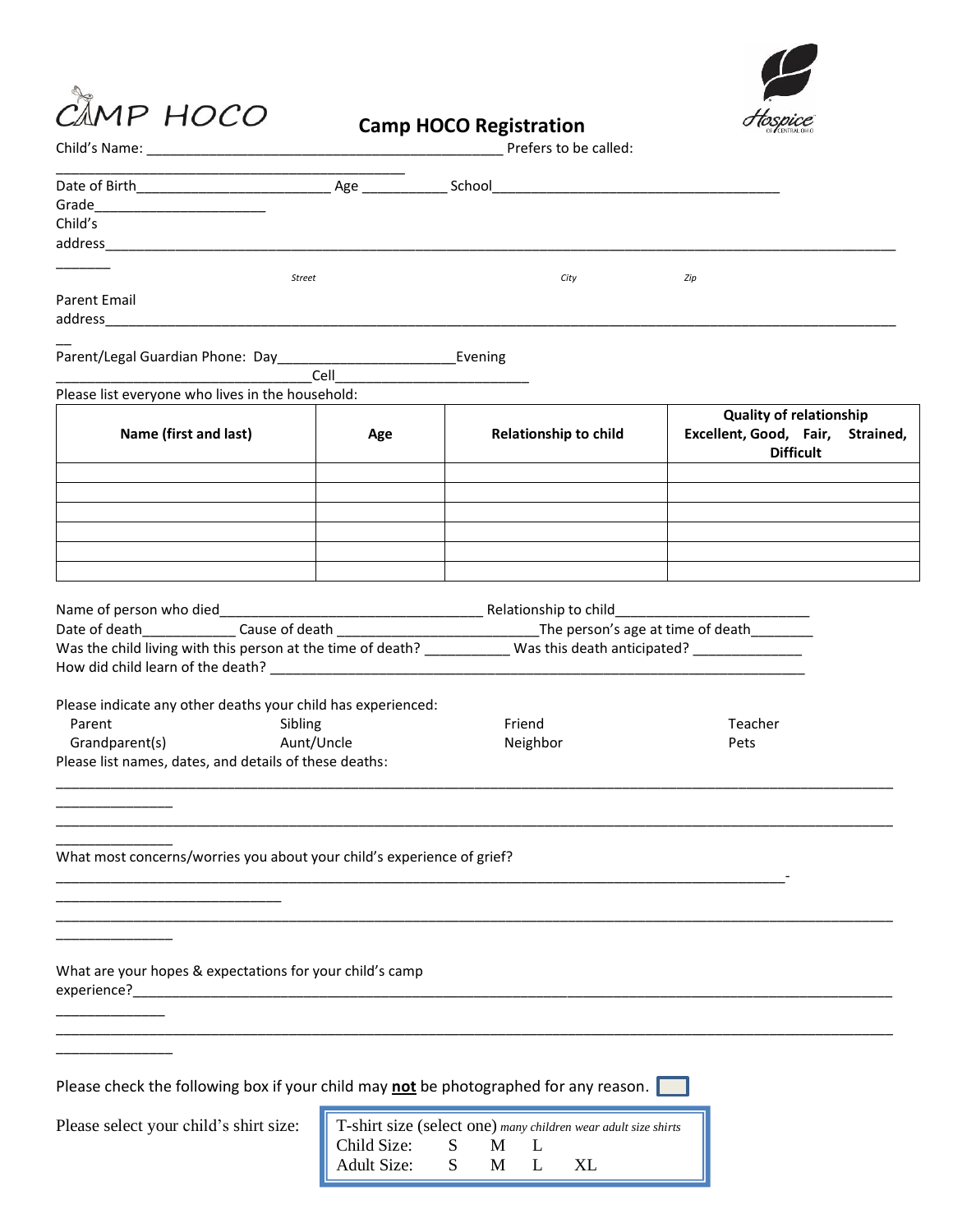CAMP HOCO

# Camp HOCO Registration

Hospice of Central Ohio

Child's Name: ____________________________________________ Prefers to be called: ____________________________________________

Date of Birth________________________ Age ___________ School____________________________________

Grade______________________

Child's address____________________________________________________________________________________________

Street City Zip

Parent Email address____________________________________________________________________________________________

Parent/Legal Guardian Phone: Day______________________Evening ________________________________Cell_________________________

Please list everyone who lives in the household:

| Name (first and last) | Age | Relationship to child | Quality of relationship Excellent, Good, Fair, Strained, Difficult |
|---|---|---|---|
| | | | |
| | | | |
| | | | |
| | | | |
| | | | |
| | | | |

Name of person who died_________________________________ Relationship to child________________________

Date of death___________ Cause of death ________________________The person's age at time of death________

Was the child living with this person at the time of death? __________ Was this death anticipated? _____________

How did child learn of the death? ________________________________________________________________

Please indicate any other deaths your child has experienced:

Parent Sibling Friend Teacher

Grandparent(s) Aunt/Uncle Neighbor Pets

Please list names, dates, and details of these deaths:

________________________________________________________________________________________________

________________________________________________________________________________________________

What most concerns/worries you about your child's experience of grief?

________________________________________________________________________________________________

________________________________________________________________________________________________

What are your hopes & expectations for your child's camp experience?____________________________________________________________________________________________

________________________________________________________________________________________________

Please check the following box if your child may **not** be photographed for any reason. ☐

Please select your child's shirt size:

T-shirt size (select one) *many children wear adult size shirts*
Child Size: S M L
Adult Size: S M L XL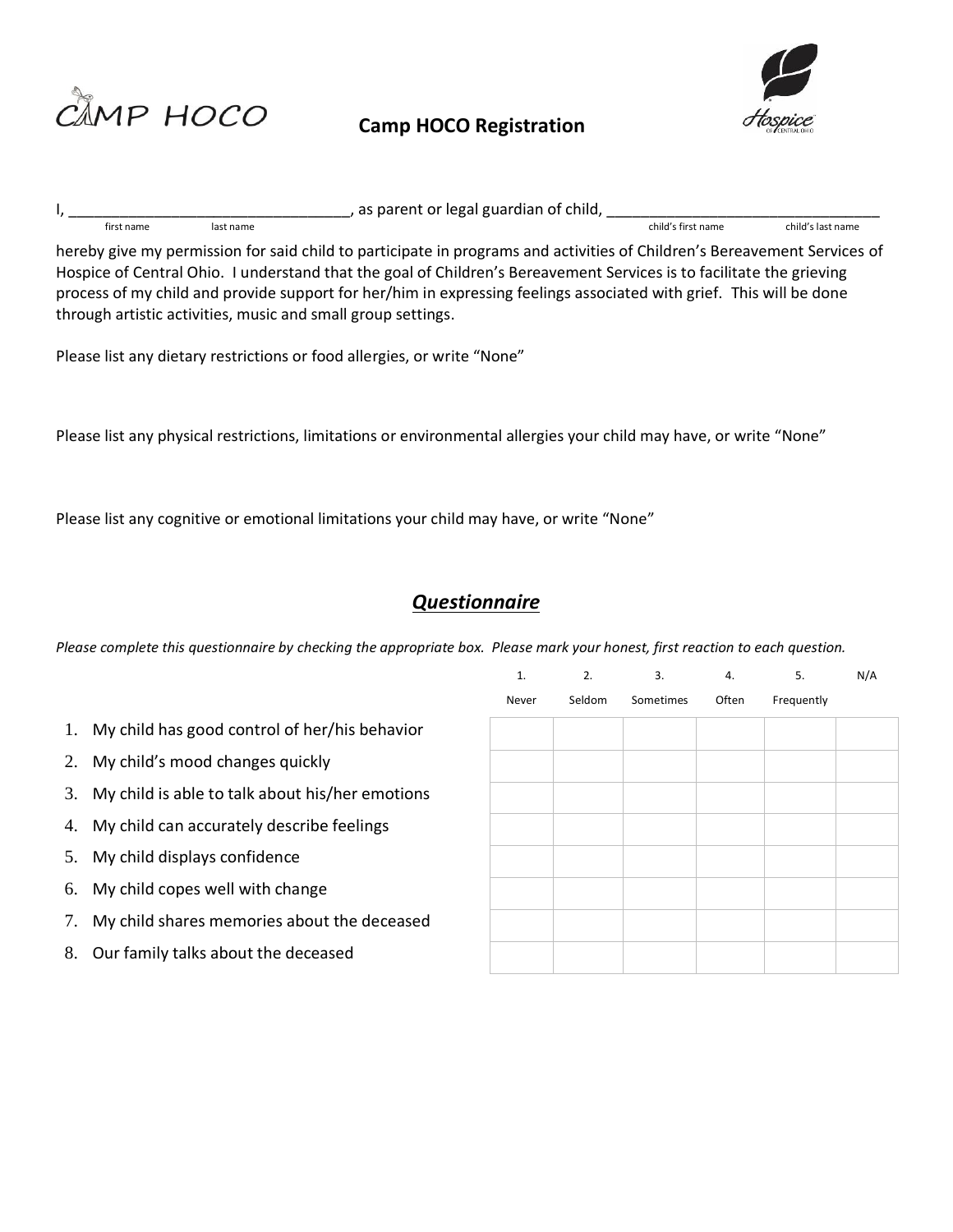CAMP HOCO

# Camp HOCO Registration

Hospice of Central Ohio

I, ________________________________, as parent or legal guardian of child, ________________________________
first name last name child's first name child's last name

hereby give my permission for said child to participate in programs and activities of Children's Bereavement Services of Hospice of Central Ohio. I understand that the goal of Children's Bereavement Services is to facilitate the grieving process of my child and provide support for her/him in expressing feelings associated with grief. This will be done through artistic activities, music and small group settings.

Please list any dietary restrictions or food allergies, or write "None"

Please list any physical restrictions, limitations or environmental allergies your child may have, or write "None"

Please list any cognitive or emotional limitations your child may have, or write "None"

## *Questionnaire*

*Please complete this questionnaire by checking the appropriate box. Please mark your honest, first reaction to each question.*

| | 1. Never | 2. Seldom | 3. Sometimes | 4. Often | 5. Frequently | N/A |
|---|---|---|---|---|---|---|
| 1. My child has good control of her/his behavior | | | | | | |
| 2. My child's mood changes quickly | | | | | | |
| 3. My child is able to talk about his/her emotions | | | | | | |
| 4. My child can accurately describe feelings | | | | | | |
| 5. My child displays confidence | | | | | | |
| 6. My child copes well with change | | | | | | |
| 7. My child shares memories about the deceased | | | | | | |
| 8. Our family talks about the deceased | | | | | | |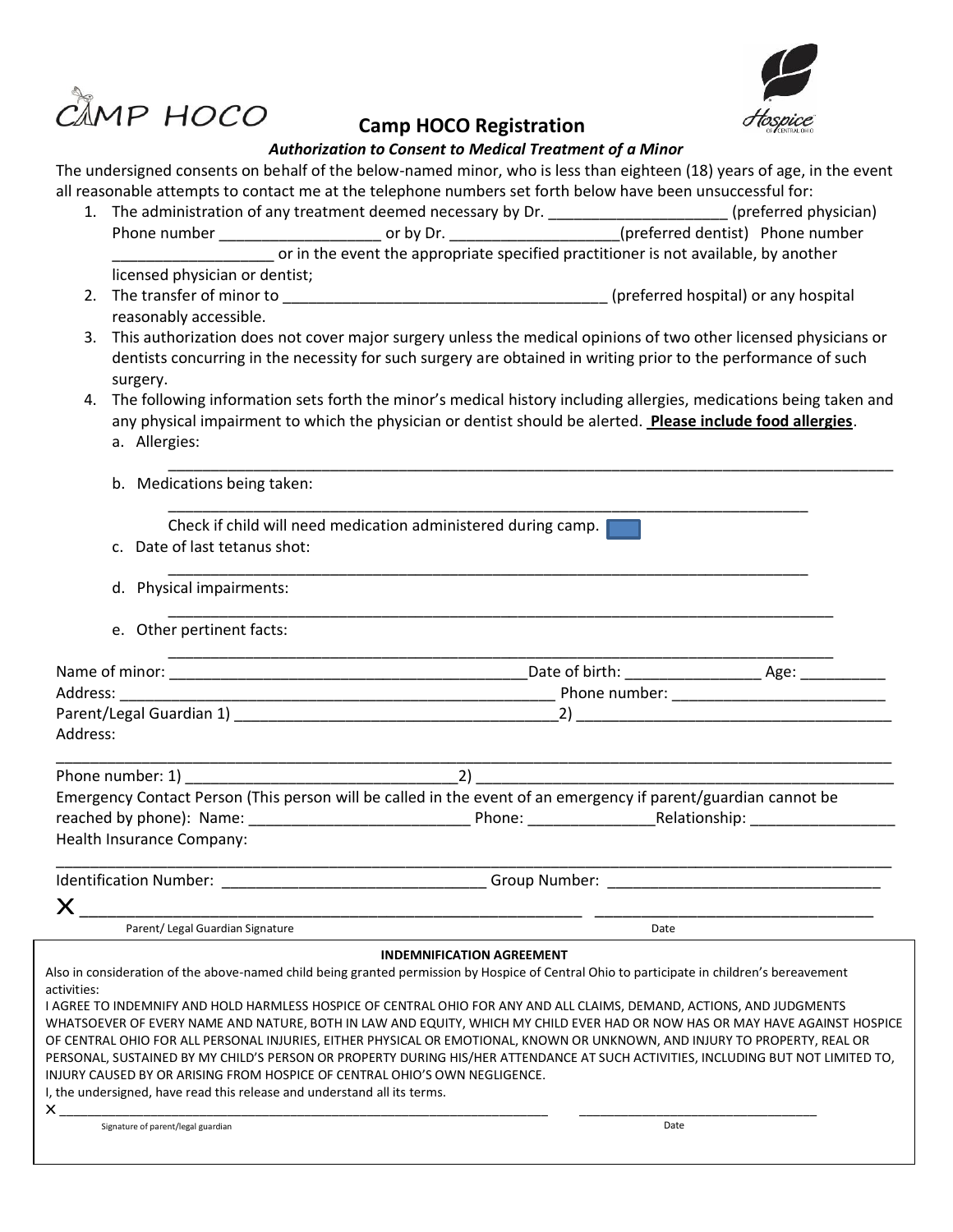CAMP HOCO

# Camp HOCO Registration

***Authorization to Consent to Medical Treatment of a Minor***

The undersigned consents on behalf of the below-named minor, who is less than eighteen (18) years of age, in the event all reasonable attempts to contact me at the telephone numbers set forth below have been unsuccessful for:

1. The administration of any treatment deemed necessary by Dr. _____________________ (preferred physician) Phone number ___________________ or by Dr. ___________________(preferred dentist) Phone number ___________________ or in the event the appropriate specified practitioner is not available, by another licensed physician or dentist;
2. The transfer of minor to ______________________________________ (preferred hospital) or any hospital reasonably accessible.
3. This authorization does not cover major surgery unless the medical opinions of two other licensed physicians or dentists concurring in the necessity for such surgery are obtained in writing prior to the performance of such surgery.
4. The following information sets forth the minor's medical history including allergies, medications being taken and any physical impairment to which the physician or dentist should be alerted. **Please include food allergies**.
   a. Allergies:
   ______________________________________________________________________________
   b. Medications being taken:
   ______________________________________________________________________________
   Check if child will need medication administered during camp. ☐
   c. Date of last tetanus shot:
   ______________________________________________________________________________
   d. Physical impairments:
   ______________________________________________________________________________
   e. Other pertinent facts:
   ______________________________________________________________________________

Name of minor: __________________________________________Date of birth: _______________ Age: __________

Address: ____________________________________________________ Phone number: _________________________

Parent/Legal Guardian 1) ______________________________________2) ____________________________________

Address:

______________________________________________________________________________

Phone number: 1) _______________________________2) _______________________________________________

Emergency Contact Person (This person will be called in the event of an emergency if parent/guardian cannot be reached by phone): Name: _________________________ Phone: _______________Relationship: _________________

Health Insurance Company:

______________________________________________________________________________

Identification Number: ______________________________ Group Number: _______________________________

X _________________________________________________________ _______________________________

Parent/ Legal Guardian Signature Date

**INDEMNIFICATION AGREEMENT**

Also in consideration of the above-named child being granted permission by Hospice of Central Ohio to participate in children's bereavement activities:

I AGREE TO INDEMNIFY AND HOLD HARMLESS HOSPICE OF CENTRAL OHIO FOR ANY AND ALL CLAIMS, DEMAND, ACTIONS, AND JUDGMENTS WHATSOEVER OF EVERY NAME AND NATURE, BOTH IN LAW AND EQUITY, WHICH MY CHILD EVER HAD OR NOW HAS OR MAY HAVE AGAINST HOSPICE OF CENTRAL OHIO FOR ALL PERSONAL INJURIES, EITHER PHYSICAL OR EMOTIONAL, KNOWN OR UNKNOWN, AND INJURY TO PROPERTY, REAL OR PERSONAL, SUSTAINED BY MY CHILD'S PERSON OR PROPERTY DURING HIS/HER ATTENDANCE AT SUCH ACTIVITIES, INCLUDING BUT NOT LIMITED TO, INJURY CAUSED BY OR ARISING FROM HOSPICE OF CENTRAL OHIO'S OWN NEGLIGENCE.

I, the undersigned, have read this release and understand all its terms.

X _________________________________________________________ _______________________________

Signature of parent/legal guardian Date